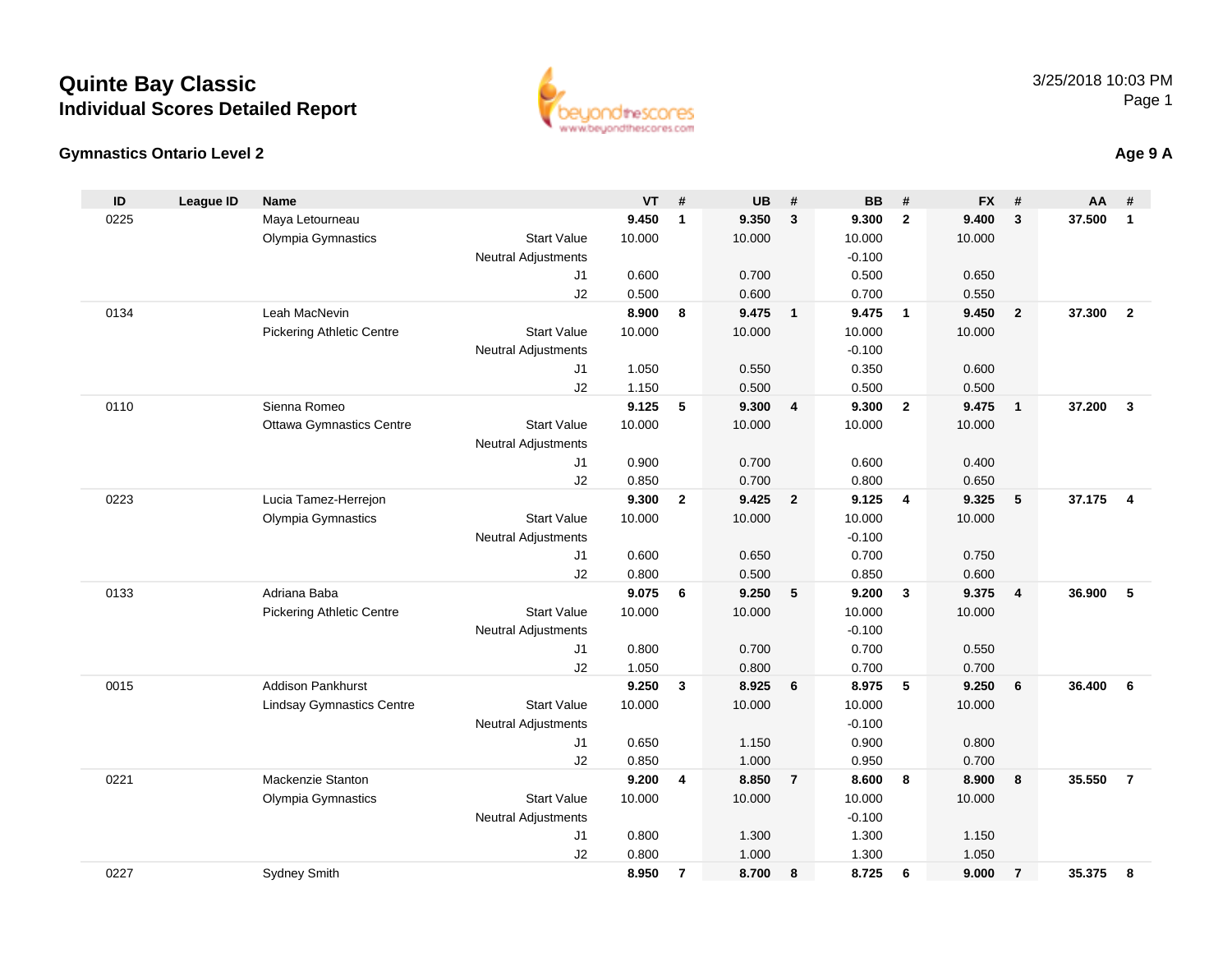# Quinte Bay Classic
## Individual Scores Detailed Report

3/25/2018 10:03 PM

### Gymnastics Ontario Level 2

### Age 9 A

| ID | League ID | Name | | VT | # | UB | # | BB | # | FX | # | AA | # |
|---|---|---|---|---|---|---|---|---|---|---|---|---|---|
| 0225 | | Maya Letourneau | | **9.450** | **1** | **9.350** | **3** | **9.300** | **2** | **9.400** | **3** | **37.500** | **1** |
| | | Olympia Gymnastics | Start Value | 10.000 | | 10.000 | | 10.000 | | 10.000 | | | |
| | | | Neutral Adjustments | | | | | -0.100 | | | | | |
| | | | J1 | 0.600 | | 0.700 | | 0.500 | | 0.650 | | | |
| | | | J2 | 0.500 | | 0.600 | | 0.700 | | 0.550 | | | |
| 0134 | | Leah MacNevin | | **8.900** | **8** | **9.475** | **1** | **9.475** | **1** | **9.450** | **2** | **37.300** | **2** |
| | | Pickering Athletic Centre | Start Value | 10.000 | | 10.000 | | 10.000 | | 10.000 | | | |
| | | | Neutral Adjustments | | | | | -0.100 | | | | | |
| | | | J1 | 1.050 | | 0.550 | | 0.350 | | 0.600 | | | |
| | | | J2 | 1.150 | | 0.500 | | 0.500 | | 0.500 | | | |
| 0110 | | Sienna Romeo | | **9.125** | **5** | **9.300** | **4** | **9.300** | **2** | **9.475** | **1** | **37.200** | **3** |
| | | Ottawa Gymnastics Centre | Start Value | 10.000 | | 10.000 | | 10.000 | | 10.000 | | | |
| | | | Neutral Adjustments | | | | | | | | | | |
| | | | J1 | 0.900 | | 0.700 | | 0.600 | | 0.400 | | | |
| | | | J2 | 0.850 | | 0.700 | | 0.800 | | 0.650 | | | |
| 0223 | | Lucia Tamez-Herrejon | | **9.300** | **2** | **9.425** | **2** | **9.125** | **4** | **9.325** | **5** | **37.175** | **4** |
| | | Olympia Gymnastics | Start Value | 10.000 | | 10.000 | | 10.000 | | 10.000 | | | |
| | | | Neutral Adjustments | | | | | -0.100 | | | | | |
| | | | J1 | 0.600 | | 0.650 | | 0.700 | | 0.750 | | | |
| | | | J2 | 0.800 | | 0.500 | | 0.850 | | 0.600 | | | |
| 0133 | | Adriana Baba | | **9.075** | **6** | **9.250** | **5** | **9.200** | **3** | **9.375** | **4** | **36.900** | **5** |
| | | Pickering Athletic Centre | Start Value | 10.000 | | 10.000 | | 10.000 | | 10.000 | | | |
| | | | Neutral Adjustments | | | | | -0.100 | | | | | |
| | | | J1 | 0.800 | | 0.700 | | 0.700 | | 0.550 | | | |
| | | | J2 | 1.050 | | 0.800 | | 0.700 | | 0.700 | | | |
| 0015 | | Addison Pankhurst | | **9.250** | **3** | **8.925** | **6** | **8.975** | **5** | **9.250** | **6** | **36.400** | **6** |
| | | Lindsay Gymnastics Centre | Start Value | 10.000 | | 10.000 | | 10.000 | | 10.000 | | | |
| | | | Neutral Adjustments | | | | | -0.100 | | | | | |
| | | | J1 | 0.650 | | 1.150 | | 0.900 | | 0.800 | | | |
| | | | J2 | 0.850 | | 1.000 | | 0.950 | | 0.700 | | | |
| 0221 | | Mackenzie Stanton | | **9.200** | **4** | **8.850** | **7** | **8.600** | **8** | **8.900** | **8** | **35.550** | **7** |
| | | Olympia Gymnastics | Start Value | 10.000 | | 10.000 | | 10.000 | | 10.000 | | | |
| | | | Neutral Adjustments | | | | | -0.100 | | | | | |
| | | | J1 | 0.800 | | 1.300 | | 1.300 | | 1.150 | | | |
| | | | J2 | 0.800 | | 1.000 | | 1.300 | | 1.050 | | | |
| 0227 | | Sydney Smith | | **8.950** | **7** | **8.700** | **8** | **8.725** | **6** | **9.000** | **7** | **35.375** | **8** |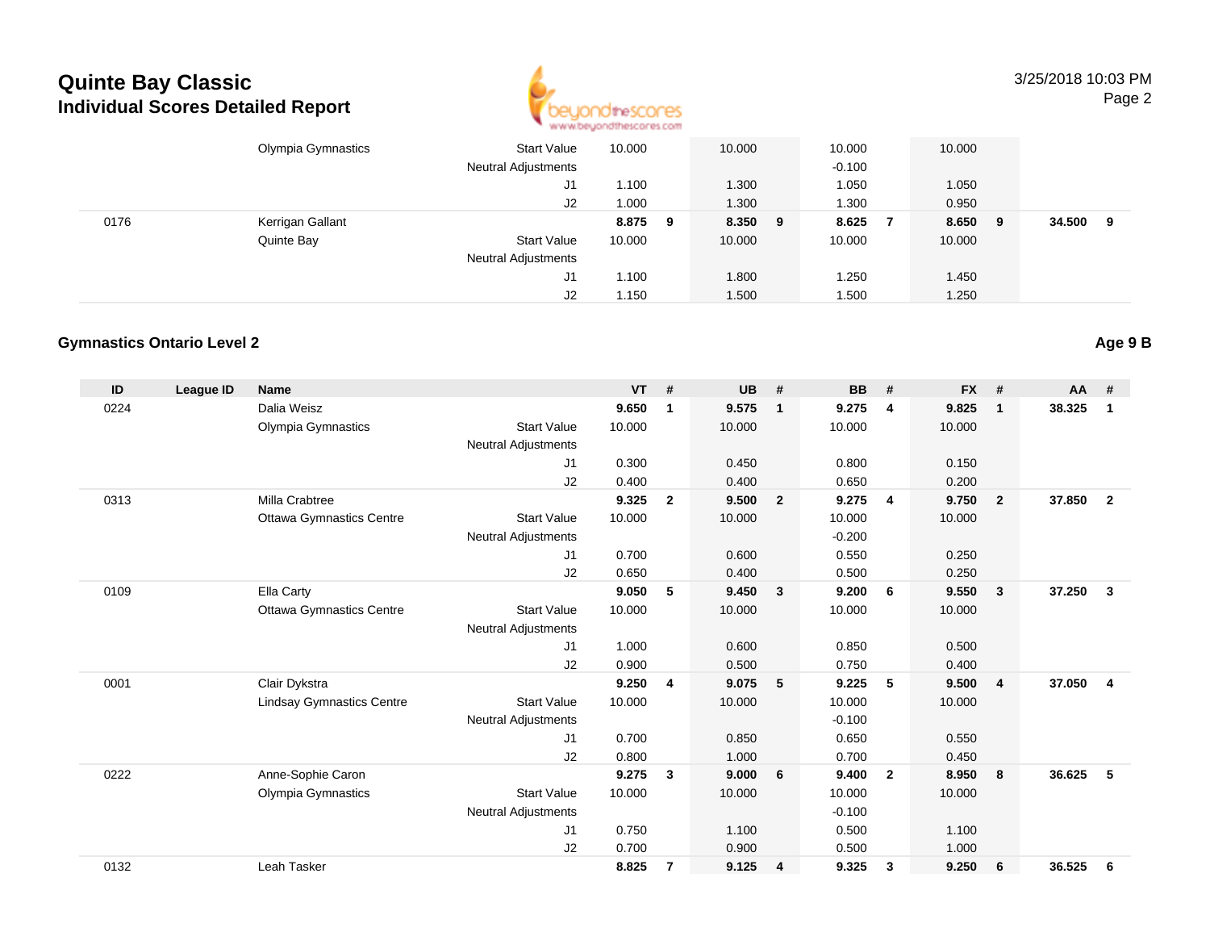# Quinte Bay Classic
## Individual Scores Detailed Report

| ID | League ID | Name | | VT | # | UB | # | BB | # | FX | # | AA | # |
|---|---|---|---|---|---|---|---|---|---|---|---|---|---|
| | | Olympia Gymnastics | Start Value | 10.000 | | 10.000 | | 10.000 | | 10.000 | | | |
| | | | Neutral Adjustments | | | | | -0.100 | | | | | |
| | | | J1 | 1.100 | | 1.300 | | 1.050 | | 1.050 | | | |
| | | | J2 | 1.000 | | 1.300 | | 1.300 | | 0.950 | | | |
| 0176 | | Kerrigan Gallant | | 8.875 | 9 | 8.350 | 9 | 8.625 | 7 | 8.650 | 9 | 34.500 | 9 |
| | | Quinte Bay | Start Value | 10.000 | | 10.000 | | 10.000 | | 10.000 | | | |
| | | | Neutral Adjustments | | | | | | | | | | |
| | | | J1 | 1.100 | | 1.800 | | 1.250 | | 1.450 | | | |
| | | | J2 | 1.150 | | 1.500 | | 1.500 | | 1.250 | | | |

### Gymnastics Ontario Level 2

**Age 9 B**

| ID | League ID | Name | | VT | # | UB | # | BB | # | FX | # | AA | # |
|---|---|---|---|---|---|---|---|---|---|---|---|---|---|
| 0224 | | Dalia Weisz | | 9.650 | 1 | 9.575 | 1 | 9.275 | 4 | 9.825 | 1 | 38.325 | 1 |
| | | Olympia Gymnastics | Start Value | 10.000 | | 10.000 | | 10.000 | | 10.000 | | | |
| | | | Neutral Adjustments | | | | | | | | | | |
| | | | J1 | 0.300 | | 0.450 | | 0.800 | | 0.150 | | | |
| | | | J2 | 0.400 | | 0.400 | | 0.650 | | 0.200 | | | |
| 0313 | | Milla Crabtree | | 9.325 | 2 | 9.500 | 2 | 9.275 | 4 | 9.750 | 2 | 37.850 | 2 |
| | | Ottawa Gymnastics Centre | Start Value | 10.000 | | 10.000 | | 10.000 | | 10.000 | | | |
| | | | Neutral Adjustments | | | | | -0.200 | | | | | |
| | | | J1 | 0.700 | | 0.600 | | 0.550 | | 0.250 | | | |
| | | | J2 | 0.650 | | 0.400 | | 0.500 | | 0.250 | | | |
| 0109 | | Ella Carty | | 9.050 | 5 | 9.450 | 3 | 9.200 | 6 | 9.550 | 3 | 37.250 | 3 |
| | | Ottawa Gymnastics Centre | Start Value | 10.000 | | 10.000 | | 10.000 | | 10.000 | | | |
| | | | Neutral Adjustments | | | | | | | | | | |
| | | | J1 | 1.000 | | 0.600 | | 0.850 | | 0.500 | | | |
| | | | J2 | 0.900 | | 0.500 | | 0.750 | | 0.400 | | | |
| 0001 | | Clair Dykstra | | 9.250 | 4 | 9.075 | 5 | 9.225 | 5 | 9.500 | 4 | 37.050 | 4 |
| | | Lindsay Gymnastics Centre | Start Value | 10.000 | | 10.000 | | 10.000 | | 10.000 | | | |
| | | | Neutral Adjustments | | | | | -0.100 | | | | | |
| | | | J1 | 0.700 | | 0.850 | | 0.650 | | 0.550 | | | |
| | | | J2 | 0.800 | | 1.000 | | 0.700 | | 0.450 | | | |
| 0222 | | Anne-Sophie Caron | | 9.275 | 3 | 9.000 | 6 | 9.400 | 2 | 8.950 | 8 | 36.625 | 5 |
| | | Olympia Gymnastics | Start Value | 10.000 | | 10.000 | | 10.000 | | 10.000 | | | |
| | | | Neutral Adjustments | | | | | -0.100 | | | | | |
| | | | J1 | 0.750 | | 1.100 | | 0.500 | | 1.100 | | | |
| | | | J2 | 0.700 | | 0.900 | | 0.500 | | 1.000 | | | |
| 0132 | | Leah Tasker | | 8.825 | 7 | 9.125 | 4 | 9.325 | 3 | 9.250 | 6 | 36.525 | 6 |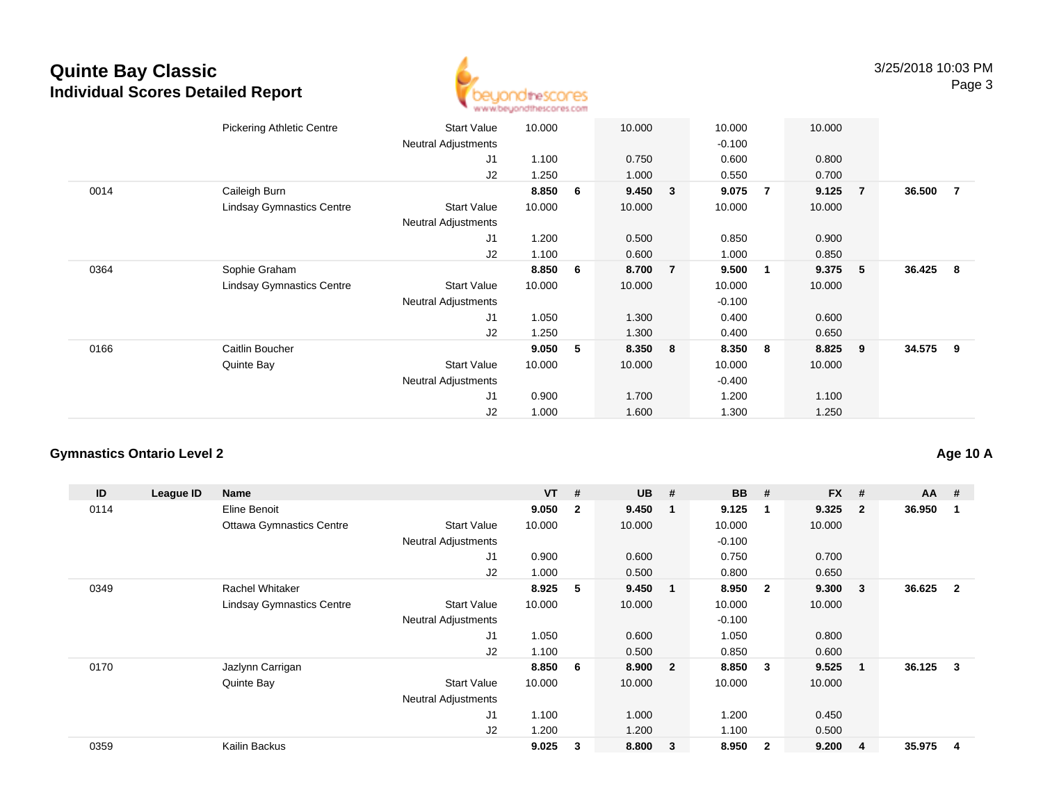# Quinte Bay Classic
## Individual Scores Detailed Report

| ID | League ID | Name | | VT | # | UB | # | BB | # | FX | # | AA | # |
|---|---|---|---|---|---|---|---|---|---|---|---|---|---|
| | | Pickering Athletic Centre | Start Value | 10.000 | | 10.000 | | 10.000 | | 10.000 | | | |
| | | | Neutral Adjustments | | | | | -0.100 | | | | | |
| | | | J1 | 1.100 | | 0.750 | | 0.600 | | 0.800 | | | |
| | | | J2 | 1.250 | | 1.000 | | 0.550 | | 0.700 | | | |
| 0014 | | Caileigh Burn | | **8.850** | **6** | **9.450** | **3** | **9.075** | **7** | **9.125** | **7** | **36.500** | **7** |
| | | Lindsay Gymnastics Centre | Start Value | 10.000 | | 10.000 | | 10.000 | | 10.000 | | | |
| | | | Neutral Adjustments | | | | | | | | | | |
| | | | J1 | 1.200 | | 0.500 | | 0.850 | | 0.900 | | | |
| | | | J2 | 1.100 | | 0.600 | | 1.000 | | 0.850 | | | |
| 0364 | | Sophie Graham | | **8.850** | **6** | **8.700** | **7** | **9.500** | **1** | **9.375** | **5** | **36.425** | **8** |
| | | Lindsay Gymnastics Centre | Start Value | 10.000 | | 10.000 | | 10.000 | | 10.000 | | | |
| | | | Neutral Adjustments | | | | | -0.100 | | | | | |
| | | | J1 | 1.050 | | 1.300 | | 0.400 | | 0.600 | | | |
| | | | J2 | 1.250 | | 1.300 | | 0.400 | | 0.650 | | | |
| 0166 | | Caitlin Boucher | | **9.050** | **5** | **8.350** | **8** | **8.350** | **8** | **8.825** | **9** | **34.575** | **9** |
| | | Quinte Bay | Start Value | 10.000 | | 10.000 | | 10.000 | | 10.000 | | | |
| | | | Neutral Adjustments | | | | | -0.400 | | | | | |
| | | | J1 | 0.900 | | 1.700 | | 1.200 | | 1.100 | | | |
| | | | J2 | 1.000 | | 1.600 | | 1.300 | | 1.250 | | | |

### Gymnastics Ontario Level 2

**Age 10 A**

| ID | League ID | Name | | VT | # | UB | # | BB | # | FX | # | AA | # |
|---|---|---|---|---|---|---|---|---|---|---|---|---|---|
| 0114 | | Eline Benoit | | **9.050** | **2** | **9.450** | **1** | **9.125** | **1** | **9.325** | **2** | **36.950** | **1** |
| | | Ottawa Gymnastics Centre | Start Value | 10.000 | | 10.000 | | 10.000 | | 10.000 | | | |
| | | | Neutral Adjustments | | | | | -0.100 | | | | | |
| | | | J1 | 0.900 | | 0.600 | | 0.750 | | 0.700 | | | |
| | | | J2 | 1.000 | | 0.500 | | 0.800 | | 0.650 | | | |
| 0349 | | Rachel Whitaker | | **8.925** | **5** | **9.450** | **1** | **8.950** | **2** | **9.300** | **3** | **36.625** | **2** |
| | | Lindsay Gymnastics Centre | Start Value | 10.000 | | 10.000 | | 10.000 | | 10.000 | | | |
| | | | Neutral Adjustments | | | | | -0.100 | | | | | |
| | | | J1 | 1.050 | | 0.600 | | 1.050 | | 0.800 | | | |
| | | | J2 | 1.100 | | 0.500 | | 0.850 | | 0.600 | | | |
| 0170 | | Jazlynn Carrigan | | **8.850** | **6** | **8.900** | **2** | **8.850** | **3** | **9.525** | **1** | **36.125** | **3** |
| | | Quinte Bay | Start Value | 10.000 | | 10.000 | | 10.000 | | 10.000 | | | |
| | | | Neutral Adjustments | | | | | | | | | | |
| | | | J1 | 1.100 | | 1.000 | | 1.200 | | 0.450 | | | |
| | | | J2 | 1.200 | | 1.200 | | 1.100 | | 0.500 | | | |
| 0359 | | Kailin Backus | | **9.025** | **3** | **8.800** | **3** | **8.950** | **2** | **9.200** | **4** | **35.975** | **4** |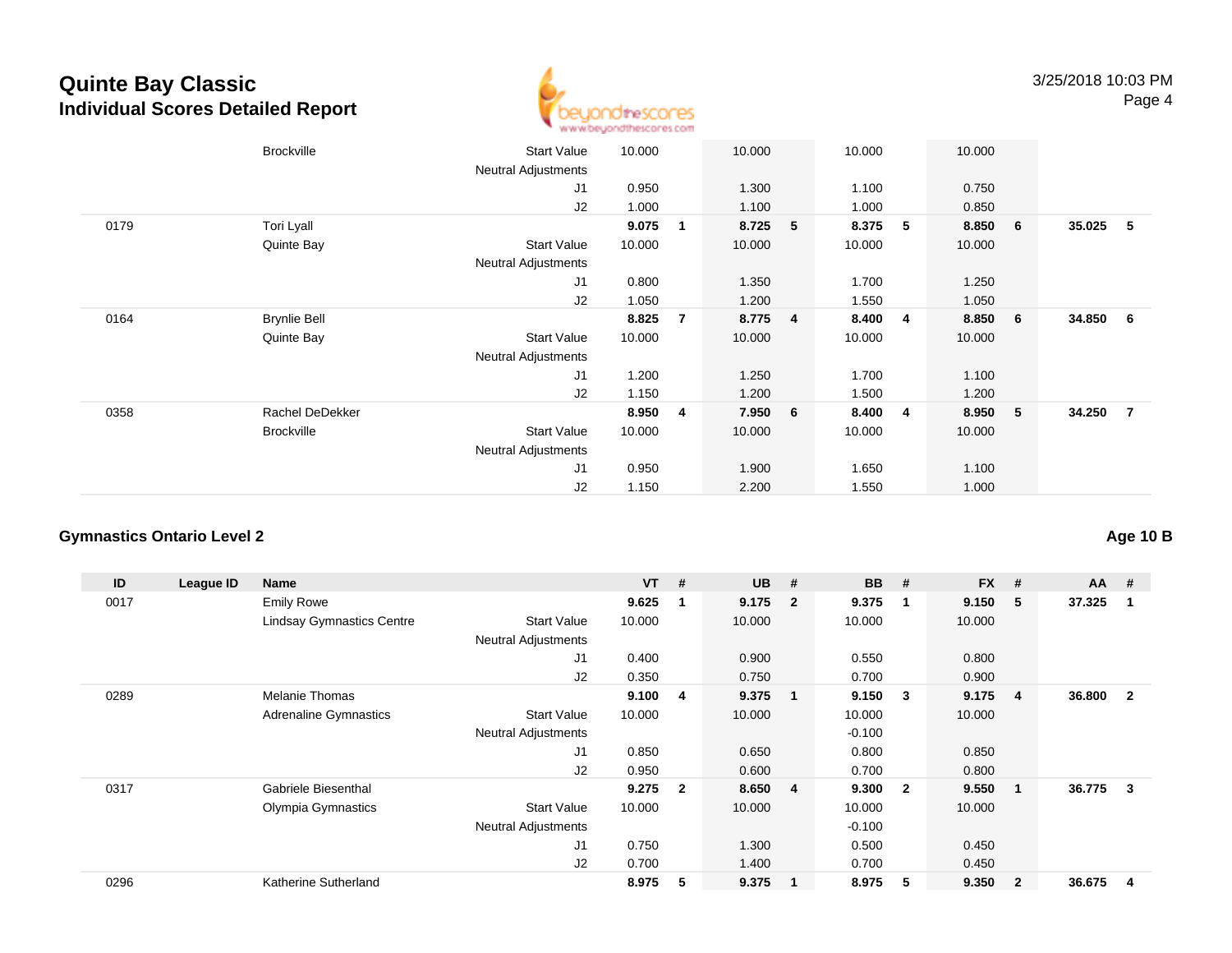# Quinte Bay Classic

## Individual Scores Detailed Report

3/25/2018 10:03 PM

| ID | League ID | Name | | VT | # | UB | # | BB | # | FX | # | AA | # |
|---|---|---|---|---|---|---|---|---|---|---|---|---|---|
| | | Brockville | Start Value | 10.000 | | 10.000 | | 10.000 | | 10.000 | | | |
| | | | Neutral Adjustments | | | | | | | | | | |
| | | | J1 | 0.950 | | 1.300 | | 1.100 | | 0.750 | | | |
| | | | J2 | 1.000 | | 1.100 | | 1.000 | | 0.850 | | | |
| 0179 | | Tori Lyall | | **9.075** | **1** | **8.725** | **5** | **8.375** | **5** | **8.850** | **6** | **35.025** | **5** |
| | | Quinte Bay | Start Value | 10.000 | | 10.000 | | 10.000 | | 10.000 | | | |
| | | | Neutral Adjustments | | | | | | | | | | |
| | | | J1 | 0.800 | | 1.350 | | 1.700 | | 1.250 | | | |
| | | | J2 | 1.050 | | 1.200 | | 1.550 | | 1.050 | | | |
| 0164 | | Brynlie Bell | | **8.825** | **7** | **8.775** | **4** | **8.400** | **4** | **8.850** | **6** | **34.850** | **6** |
| | | Quinte Bay | Start Value | 10.000 | | 10.000 | | 10.000 | | 10.000 | | | |
| | | | Neutral Adjustments | | | | | | | | | | |
| | | | J1 | 1.200 | | 1.250 | | 1.700 | | 1.100 | | | |
| | | | J2 | 1.150 | | 1.200 | | 1.500 | | 1.200 | | | |
| 0358 | | Rachel DeDekker | | **8.950** | **4** | **7.950** | **6** | **8.400** | **4** | **8.950** | **5** | **34.250** | **7** |
| | | Brockville | Start Value | 10.000 | | 10.000 | | 10.000 | | 10.000 | | | |
| | | | Neutral Adjustments | | | | | | | | | | |
| | | | J1 | 0.950 | | 1.900 | | 1.650 | | 1.100 | | | |
| | | | J2 | 1.150 | | 2.200 | | 1.550 | | 1.000 | | | |

### Gymnastics Ontario Level 2

**Age 10 B**

| ID | League ID | Name | | VT | # | UB | # | BB | # | FX | # | AA | # |
|---|---|---|---|---|---|---|---|---|---|---|---|---|---|
| 0017 | | Emily Rowe | | **9.625** | **1** | **9.175** | **2** | **9.375** | **1** | **9.150** | **5** | **37.325** | **1** |
| | | Lindsay Gymnastics Centre | Start Value | 10.000 | | 10.000 | | 10.000 | | 10.000 | | | |
| | | | Neutral Adjustments | | | | | | | | | | |
| | | | J1 | 0.400 | | 0.900 | | 0.550 | | 0.800 | | | |
| | | | J2 | 0.350 | | 0.750 | | 0.700 | | 0.900 | | | |
| 0289 | | Melanie Thomas | | **9.100** | **4** | **9.375** | **1** | **9.150** | **3** | **9.175** | **4** | **36.800** | **2** |
| | | Adrenaline Gymnastics | Start Value | 10.000 | | 10.000 | | 10.000 | | 10.000 | | | |
| | | | Neutral Adjustments | | | | | -0.100 | | | | | |
| | | | J1 | 0.850 | | 0.650 | | 0.800 | | 0.850 | | | |
| | | | J2 | 0.950 | | 0.600 | | 0.700 | | 0.800 | | | |
| 0317 | | Gabriele Biesenthal | | **9.275** | **2** | **8.650** | **4** | **9.300** | **2** | **9.550** | **1** | **36.775** | **3** |
| | | Olympia Gymnastics | Start Value | 10.000 | | 10.000 | | 10.000 | | 10.000 | | | |
| | | | Neutral Adjustments | | | | | -0.100 | | | | | |
| | | | J1 | 0.750 | | 1.300 | | 0.500 | | 0.450 | | | |
| | | | J2 | 0.700 | | 1.400 | | 0.700 | | 0.450 | | | |
| 0296 | | Katherine Sutherland | | **8.975** | **5** | **9.375** | **1** | **8.975** | **5** | **9.350** | **2** | **36.675** | **4** |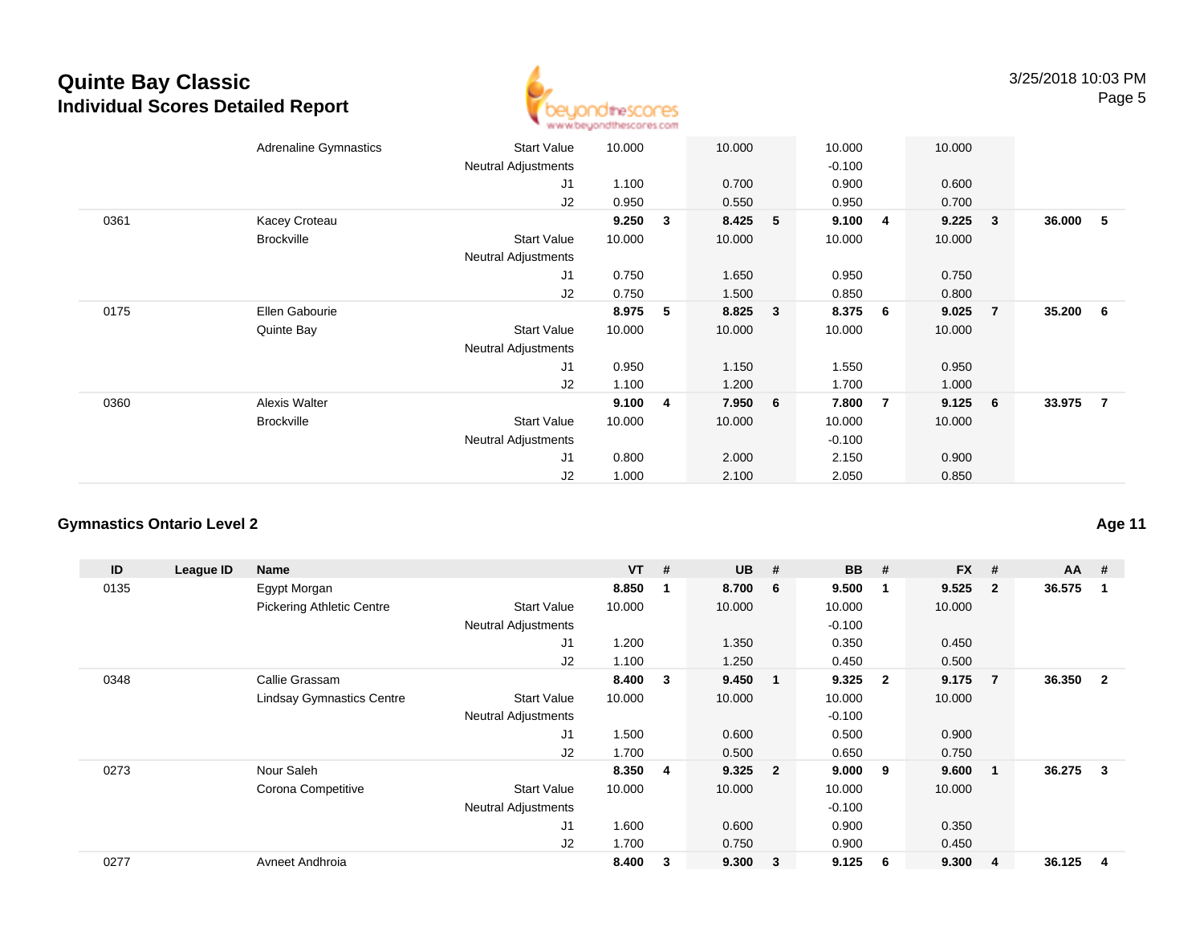| ID | League ID | Name | | VT | # | UB | # | BB | # | FX | # | AA | # |
|---|---|---|---|---|---|---|---|---|---|---|---|---|---|
| | | Adrenaline Gymnastics | Start Value | 10.000 | | 10.000 | | 10.000 | | 10.000 | | | |
| | | | Neutral Adjustments | | | | | -0.100 | | | | | |
| | | | J1 | 1.100 | | 0.700 | | 0.900 | | 0.600 | | | |
| | | | J2 | 0.950 | | 0.550 | | 0.950 | | 0.700 | | | |
| 0361 | | Kacey Croteau | | **9.250** | **3** | **8.425** | **5** | **9.100** | **4** | **9.225** | **3** | **36.000** | **5** |
| | | Brockville | Start Value | 10.000 | | 10.000 | | 10.000 | | 10.000 | | | |
| | | | Neutral Adjustments | | | | | | | | | | |
| | | | J1 | 0.750 | | 1.650 | | 0.950 | | 0.750 | | | |
| | | | J2 | 0.750 | | 1.500 | | 0.850 | | 0.800 | | | |
| 0175 | | Ellen Gabourie | | **8.975** | **5** | **8.825** | **3** | **8.375** | **6** | **9.025** | **7** | **35.200** | **6** |
| | | Quinte Bay | Start Value | 10.000 | | 10.000 | | 10.000 | | 10.000 | | | |
| | | | Neutral Adjustments | | | | | | | | | | |
| | | | J1 | 0.950 | | 1.150 | | 1.550 | | 0.950 | | | |
| | | | J2 | 1.100 | | 1.200 | | 1.700 | | 1.000 | | | |
| 0360 | | Alexis Walter | | **9.100** | **4** | **7.950** | **6** | **7.800** | **7** | **9.125** | **6** | **33.975** | **7** |
| | | Brockville | Start Value | 10.000 | | 10.000 | | 10.000 | | 10.000 | | | |
| | | | Neutral Adjustments | | | | | -0.100 | | | | | |
| | | | J1 | 0.800 | | 2.000 | | 2.150 | | 0.900 | | | |
| | | | J2 | 1.000 | | 2.100 | | 2.050 | | 0.850 | | | |

## Gymnastics Ontario Level 2

**Age 11**

| ID | League ID | Name | | VT | # | UB | # | BB | # | FX | # | AA | # |
|---|---|---|---|---|---|---|---|---|---|---|---|---|---|
| 0135 | | Egypt Morgan | | **8.850** | **1** | **8.700** | **6** | **9.500** | **1** | **9.525** | **2** | **36.575** | **1** |
| | | Pickering Athletic Centre | Start Value | 10.000 | | 10.000 | | 10.000 | | 10.000 | | | |
| | | | Neutral Adjustments | | | | | -0.100 | | | | | |
| | | | J1 | 1.200 | | 1.350 | | 0.350 | | 0.450 | | | |
| | | | J2 | 1.100 | | 1.250 | | 0.450 | | 0.500 | | | |
| 0348 | | Callie Grassam | | **8.400** | **3** | **9.450** | **1** | **9.325** | **2** | **9.175** | **7** | **36.350** | **2** |
| | | Lindsay Gymnastics Centre | Start Value | 10.000 | | 10.000 | | 10.000 | | 10.000 | | | |
| | | | Neutral Adjustments | | | | | -0.100 | | | | | |
| | | | J1 | 1.500 | | 0.600 | | 0.500 | | 0.900 | | | |
| | | | J2 | 1.700 | | 0.500 | | 0.650 | | 0.750 | | | |
| 0273 | | Nour Saleh | | **8.350** | **4** | **9.325** | **2** | **9.000** | **9** | **9.600** | **1** | **36.275** | **3** |
| | | Corona Competitive | Start Value | 10.000 | | 10.000 | | 10.000 | | 10.000 | | | |
| | | | Neutral Adjustments | | | | | -0.100 | | | | | |
| | | | J1 | 1.600 | | 0.600 | | 0.900 | | 0.350 | | | |
| | | | J2 | 1.700 | | 0.750 | | 0.900 | | 0.450 | | | |
| 0277 | | Avneet Andhroia | | **8.400** | **3** | **9.300** | **3** | **9.125** | **6** | **9.300** | **4** | **36.125** | **4** |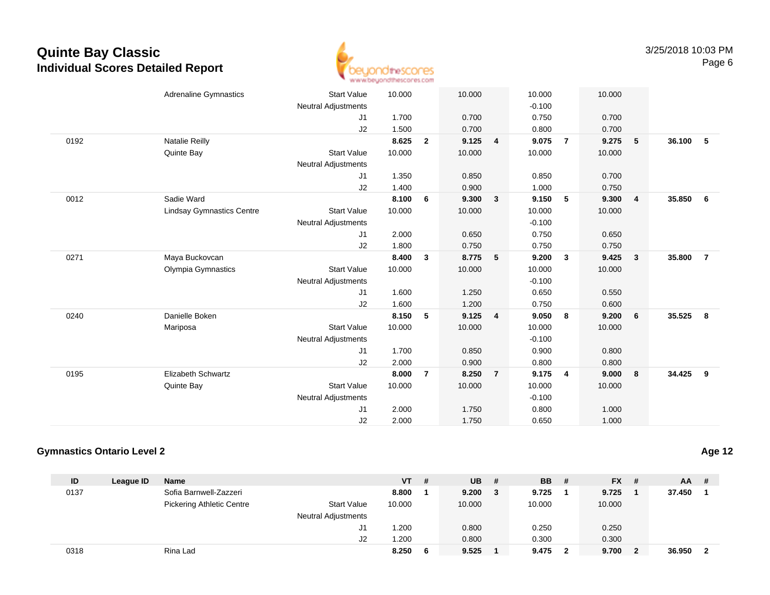# Quinte Bay Classic
## Individual Scores Detailed Report

| ID | League ID | Name | | VT | # | UB | # | BB | # | FX | # | AA | # |
|---|---|---|---|---|---|---|---|---|---|---|---|---|---|
| | | Adrenaline Gymnastics | Start Value | 10.000 | | 10.000 | | 10.000 | | 10.000 | | | |
| | | | Neutral Adjustments | | | | | -0.100 | | | | | |
| | | | J1 | 1.700 | | 0.700 | | 0.750 | | 0.700 | | | |
| | | | J2 | 1.500 | | 0.700 | | 0.800 | | 0.700 | | | |
| 0192 | | Natalie Reilly | | **8.625** | **2** | **9.125** | **4** | **9.075** | **7** | **9.275** | **5** | **36.100** | **5** |
| | | Quinte Bay | Start Value | 10.000 | | 10.000 | | 10.000 | | 10.000 | | | |
| | | | Neutral Adjustments | | | | | | | | | | |
| | | | J1 | 1.350 | | 0.850 | | 0.850 | | 0.700 | | | |
| | | | J2 | 1.400 | | 0.900 | | 1.000 | | 0.750 | | | |
| 0012 | | Sadie Ward | | **8.100** | **6** | **9.300** | **3** | **9.150** | **5** | **9.300** | **4** | **35.850** | **6** |
| | | Lindsay Gymnastics Centre | Start Value | 10.000 | | 10.000 | | 10.000 | | 10.000 | | | |
| | | | Neutral Adjustments | | | | | -0.100 | | | | | |
| | | | J1 | 2.000 | | 0.650 | | 0.750 | | 0.650 | | | |
| | | | J2 | 1.800 | | 0.750 | | 0.750 | | 0.750 | | | |
| 0271 | | Maya Buckovcan | | **8.400** | **3** | **8.775** | **5** | **9.200** | **3** | **9.425** | **3** | **35.800** | **7** |
| | | Olympia Gymnastics | Start Value | 10.000 | | 10.000 | | 10.000 | | 10.000 | | | |
| | | | Neutral Adjustments | | | | | -0.100 | | | | | |
| | | | J1 | 1.600 | | 1.250 | | 0.650 | | 0.550 | | | |
| | | | J2 | 1.600 | | 1.200 | | 0.750 | | 0.600 | | | |
| 0240 | | Danielle Boken | | **8.150** | **5** | **9.125** | **4** | **9.050** | **8** | **9.200** | **6** | **35.525** | **8** |
| | | Mariposa | Start Value | 10.000 | | 10.000 | | 10.000 | | 10.000 | | | |
| | | | Neutral Adjustments | | | | | -0.100 | | | | | |
| | | | J1 | 1.700 | | 0.850 | | 0.900 | | 0.800 | | | |
| | | | J2 | 2.000 | | 0.900 | | 0.800 | | 0.800 | | | |
| 0195 | | Elizabeth Schwartz | | **8.000** | **7** | **8.250** | **7** | **9.175** | **4** | **9.000** | **8** | **34.425** | **9** |
| | | Quinte Bay | Start Value | 10.000 | | 10.000 | | 10.000 | | 10.000 | | | |
| | | | Neutral Adjustments | | | | | -0.100 | | | | | |
| | | | J1 | 2.000 | | 1.750 | | 0.800 | | 1.000 | | | |
| | | | J2 | 2.000 | | 1.750 | | 0.650 | | 1.000 | | | |

### Gymnastics Ontario Level 2

**Age 12**

| ID | League ID | Name | | VT | # | UB | # | BB | # | FX | # | AA | # |
|---|---|---|---|---|---|---|---|---|---|---|---|---|---|
| 0137 | | Sofia Barnwell-Zazzeri | | **8.800** | **1** | **9.200** | **3** | **9.725** | **1** | **9.725** | **1** | **37.450** | **1** |
| | | Pickering Athletic Centre | Start Value | 10.000 | | 10.000 | | 10.000 | | 10.000 | | | |
| | | | Neutral Adjustments | | | | | | | | | | |
| | | | J1 | 1.200 | | 0.800 | | 0.250 | | 0.250 | | | |
| | | | J2 | 1.200 | | 0.800 | | 0.300 | | 0.300 | | | |
| 0318 | | Rina Lad | | **8.250** | **6** | **9.525** | **1** | **9.475** | **2** | **9.700** | **2** | **36.950** | **2** |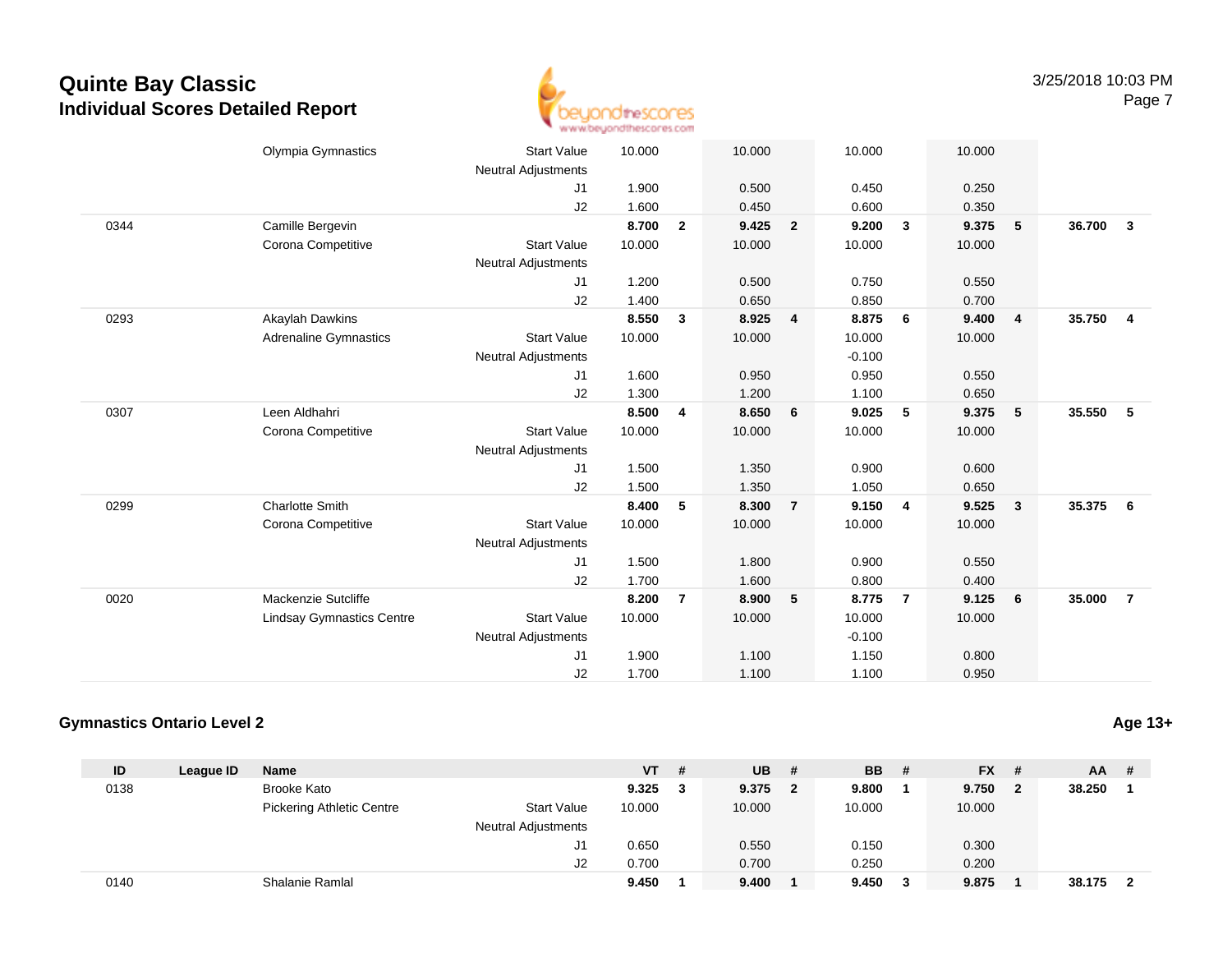# Quinte Bay Classic

## Individual Scores Detailed Report

| ID | League ID | Name | | VT | # | UB | # | BB | # | FX | # | AA | # |
|---|---|---|---|---|---|---|---|---|---|---|---|---|---|
| | | Olympia Gymnastics | Start Value | 10.000 | | 10.000 | | 10.000 | | 10.000 | | | |
| | | | Neutral Adjustments | | | | | | | | | | |
| | | | J1 | 1.900 | | 0.500 | | 0.450 | | 0.250 | | | |
| | | | J2 | 1.600 | | 0.450 | | 0.600 | | 0.350 | | | |
| 0344 | | Camille Bergevin | | **8.700** | **2** | **9.425** | **2** | **9.200** | **3** | **9.375** | **5** | **36.700** | **3** |
| | | Corona Competitive | Start Value | 10.000 | | 10.000 | | 10.000 | | 10.000 | | | |
| | | | Neutral Adjustments | | | | | | | | | | |
| | | | J1 | 1.200 | | 0.500 | | 0.750 | | 0.550 | | | |
| | | | J2 | 1.400 | | 0.650 | | 0.850 | | 0.700 | | | |
| 0293 | | Akaylah Dawkins | | **8.550** | **3** | **8.925** | **4** | **8.875** | **6** | **9.400** | **4** | **35.750** | **4** |
| | | Adrenaline Gymnastics | Start Value | 10.000 | | 10.000 | | 10.000 | | 10.000 | | | |
| | | | Neutral Adjustments | | | | | -0.100 | | | | | |
| | | | J1 | 1.600 | | 0.950 | | 0.950 | | 0.550 | | | |
| | | | J2 | 1.300 | | 1.200 | | 1.100 | | 0.650 | | | |
| 0307 | | Leen Aldhahri | | **8.500** | **4** | **8.650** | **6** | **9.025** | **5** | **9.375** | **5** | **35.550** | **5** |
| | | Corona Competitive | Start Value | 10.000 | | 10.000 | | 10.000 | | 10.000 | | | |
| | | | Neutral Adjustments | | | | | | | | | | |
| | | | J1 | 1.500 | | 1.350 | | 0.900 | | 0.600 | | | |
| | | | J2 | 1.500 | | 1.350 | | 1.050 | | 0.650 | | | |
| 0299 | | Charlotte Smith | | **8.400** | **5** | **8.300** | **7** | **9.150** | **4** | **9.525** | **3** | **35.375** | **6** |
| | | Corona Competitive | Start Value | 10.000 | | 10.000 | | 10.000 | | 10.000 | | | |
| | | | Neutral Adjustments | | | | | | | | | | |
| | | | J1 | 1.500 | | 1.800 | | 0.900 | | 0.550 | | | |
| | | | J2 | 1.700 | | 1.600 | | 0.800 | | 0.400 | | | |
| 0020 | | Mackenzie Sutcliffe | | **8.200** | **7** | **8.900** | **5** | **8.775** | **7** | **9.125** | **6** | **35.000** | **7** |
| | | Lindsay Gymnastics Centre | Start Value | 10.000 | | 10.000 | | 10.000 | | 10.000 | | | |
| | | | Neutral Adjustments | | | | | -0.100 | | | | | |
| | | | J1 | 1.900 | | 1.100 | | 1.150 | | 0.800 | | | |
| | | | J2 | 1.700 | | 1.100 | | 1.100 | | 0.950 | | | |

### Gymnastics Ontario Level 2

**Age 13+**

| ID | League ID | Name | | VT | # | UB | # | BB | # | FX | # | AA | # |
|---|---|---|---|---|---|---|---|---|---|---|---|---|---|
| 0138 | | Brooke Kato | | **9.325** | **3** | **9.375** | **2** | **9.800** | **1** | **9.750** | **2** | **38.250** | **1** |
| | | Pickering Athletic Centre | Start Value | 10.000 | | 10.000 | | 10.000 | | 10.000 | | | |
| | | | Neutral Adjustments | | | | | | | | | | |
| | | | J1 | 0.650 | | 0.550 | | 0.150 | | 0.300 | | | |
| | | | J2 | 0.700 | | 0.700 | | 0.250 | | 0.200 | | | |
| 0140 | | Shalanie Ramlal | | **9.450** | **1** | **9.400** | **1** | **9.450** | **3** | **9.875** | **1** | **38.175** | **2** |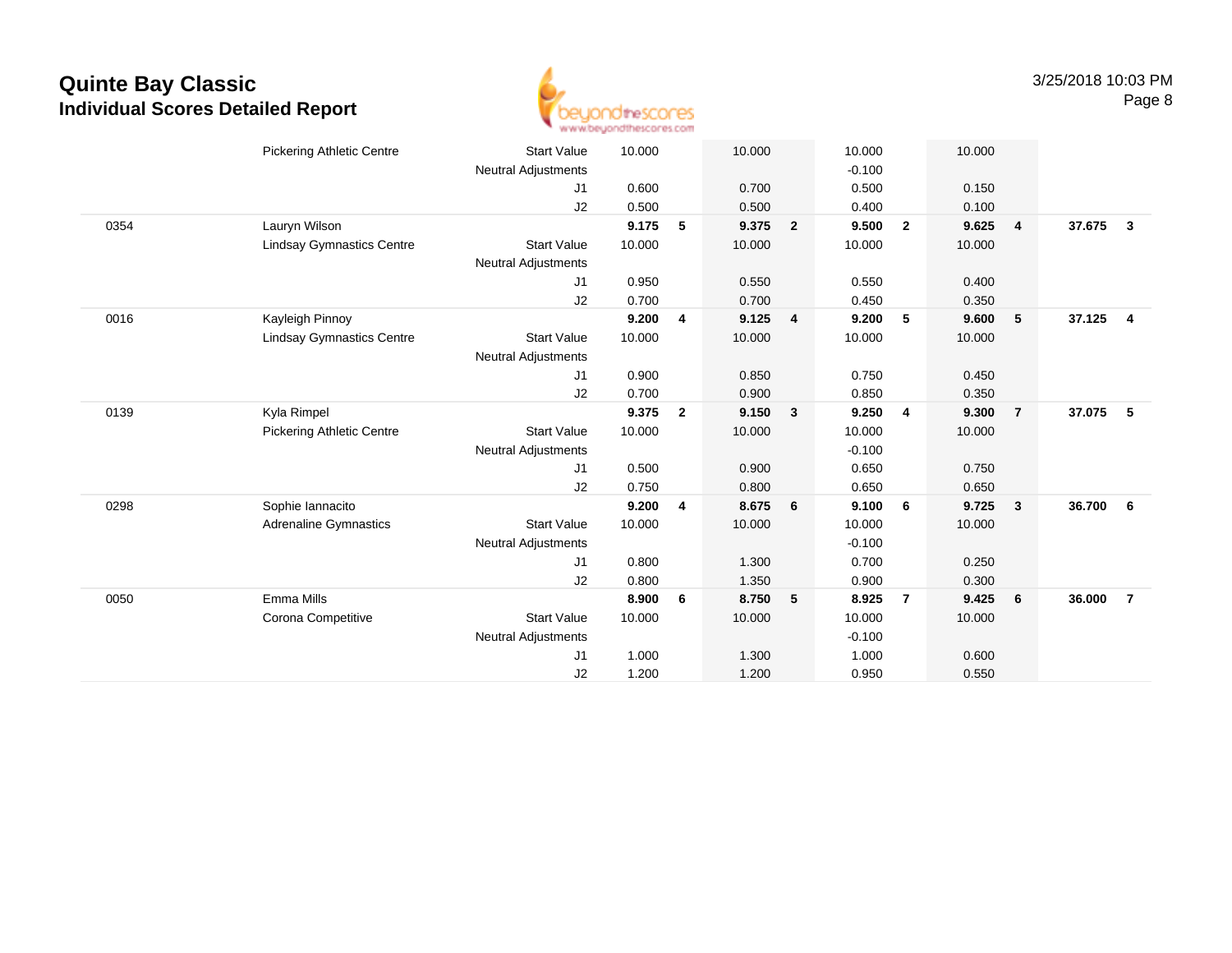# Quinte Bay Classic

## Individual Scores Detailed Report

3/25/2018 10:03 PM

| | | | | | | | | | | | | |
|---|---|---|---|---|---|---|---|---|---|---|---|---|
| | Pickering Athletic Centre | Start Value | 10.000 | | 10.000 | | 10.000 | | 10.000 | | | |
| | | Neutral Adjustments | | | | | -0.100 | | | | | |
| | | J1 | 0.600 | | 0.700 | | 0.500 | | 0.150 | | | |
| | | J2 | 0.500 | | 0.500 | | 0.400 | | 0.100 | | | |
| 0354 | Lauryn Wilson | | **9.175** | **5** | **9.375** | **2** | **9.500** | **2** | **9.625** | **4** | **37.675** | **3** |
| | Lindsay Gymnastics Centre | Start Value | 10.000 | | 10.000 | | 10.000 | | 10.000 | | | |
| | | Neutral Adjustments | | | | | | | | | | |
| | | J1 | 0.950 | | 0.550 | | 0.550 | | 0.400 | | | |
| | | J2 | 0.700 | | 0.700 | | 0.450 | | 0.350 | | | |
| 0016 | Kayleigh Pinnoy | | **9.200** | **4** | **9.125** | **4** | **9.200** | **5** | **9.600** | **5** | **37.125** | **4** |
| | Lindsay Gymnastics Centre | Start Value | 10.000 | | 10.000 | | 10.000 | | 10.000 | | | |
| | | Neutral Adjustments | | | | | | | | | | |
| | | J1 | 0.900 | | 0.850 | | 0.750 | | 0.450 | | | |
| | | J2 | 0.700 | | 0.900 | | 0.850 | | 0.350 | | | |
| 0139 | Kyla Rimpel | | **9.375** | **2** | **9.150** | **3** | **9.250** | **4** | **9.300** | **7** | **37.075** | **5** |
| | Pickering Athletic Centre | Start Value | 10.000 | | 10.000 | | 10.000 | | 10.000 | | | |
| | | Neutral Adjustments | | | | | -0.100 | | | | | |
| | | J1 | 0.500 | | 0.900 | | 0.650 | | 0.750 | | | |
| | | J2 | 0.750 | | 0.800 | | 0.650 | | 0.650 | | | |
| 0298 | Sophie Iannacito | | **9.200** | **4** | **8.675** | **6** | **9.100** | **6** | **9.725** | **3** | **36.700** | **6** |
| | Adrenaline Gymnastics | Start Value | 10.000 | | 10.000 | | 10.000 | | 10.000 | | | |
| | | Neutral Adjustments | | | | | -0.100 | | | | | |
| | | J1 | 0.800 | | 1.300 | | 0.700 | | 0.250 | | | |
| | | J2 | 0.800 | | 1.350 | | 0.900 | | 0.300 | | | |
| 0050 | Emma Mills | | **8.900** | **6** | **8.750** | **5** | **8.925** | **7** | **9.425** | **6** | **36.000** | **7** |
| | Corona Competitive | Start Value | 10.000 | | 10.000 | | 10.000 | | 10.000 | | | |
| | | Neutral Adjustments | | | | | -0.100 | | | | | |
| | | J1 | 1.000 | | 1.300 | | 1.000 | | 0.600 | | | |
| | | J2 | 1.200 | | 1.200 | | 0.950 | | 0.550 | | | |